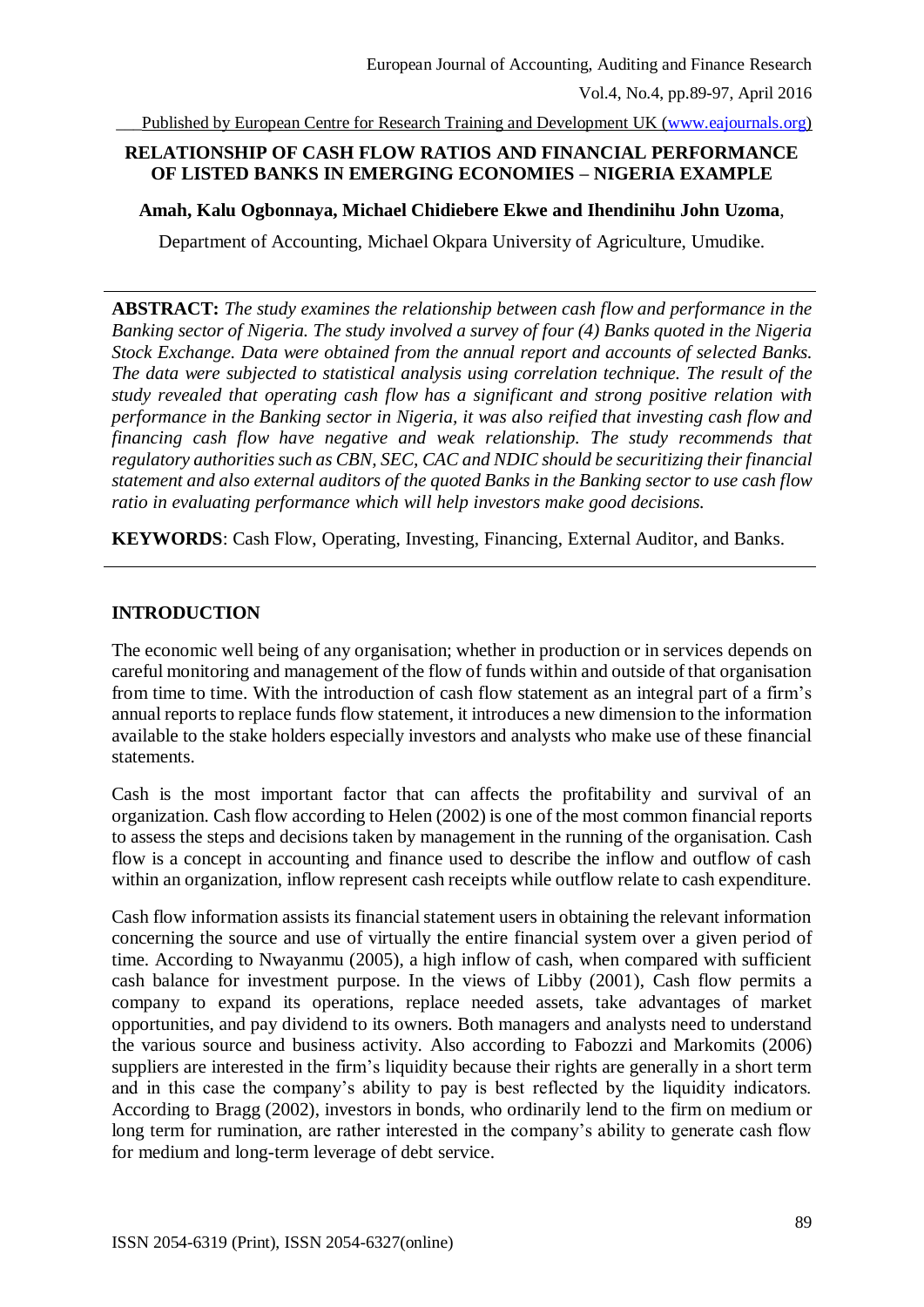# RELATIONSHIP OF CASH FLOW RATIOS AND FINANCIAL PERFORMANCE OF LISTED BANKS IN EMERGING ECONOMIES – NIGERIA EXAMPLE

**Amah, Kalu Ogbonnaya, Michael Chidiebere Ekwe and Ihendinihu John Uzoma**,

Department of Accounting, Michael Okpara University of Agriculture, Umudike.

---

**ABSTRACT:** *The study examines the relationship between cash flow and performance in the Banking sector of Nigeria. The study involved a survey of four (4) Banks quoted in the Nigeria Stock Exchange. Data were obtained from the annual report and accounts of selected Banks. The data were subjected to statistical analysis using correlation technique. The result of the study revealed that operating cash flow has a significant and strong positive relation with performance in the Banking sector in Nigeria, it was also reified that investing cash flow and financing cash flow have negative and weak relationship. The study recommends that regulatory authorities such as CBN, SEC, CAC and NDIC should be securitizing their financial statement and also external auditors of the quoted Banks in the Banking sector to use cash flow ratio in evaluating performance which will help investors make good decisions.*

**KEYWORDS**: Cash Flow, Operating, Investing, Financing, External Auditor, and Banks.

---

## INTRODUCTION

The economic well being of any organisation; whether in production or in services depends on careful monitoring and management of the flow of funds within and outside of that organisation from time to time. With the introduction of cash flow statement as an integral part of a firm's annual reports to replace funds flow statement, it introduces a new dimension to the information available to the stake holders especially investors and analysts who make use of these financial statements.

Cash is the most important factor that can affects the profitability and survival of an organization. Cash flow according to Helen (2002) is one of the most common financial reports to assess the steps and decisions taken by management in the running of the organisation. Cash flow is a concept in accounting and finance used to describe the inflow and outflow of cash within an organization, inflow represent cash receipts while outflow relate to cash expenditure.

Cash flow information assists its financial statement users in obtaining the relevant information concerning the source and use of virtually the entire financial system over a given period of time. According to Nwayanmu (2005), a high inflow of cash, when compared with sufficient cash balance for investment purpose. In the views of Libby (2001), Cash flow permits a company to expand its operations, replace needed assets, take advantages of market opportunities, and pay dividend to its owners. Both managers and analysts need to understand the various source and business activity. Also according to Fabozzi and Markomits (2006) suppliers are interested in the firm's liquidity because their rights are generally in a short term and in this case the company's ability to pay is best reflected by the liquidity indicators. According to Bragg (2002), investors in bonds, who ordinarily lend to the firm on medium or long term for rumination, are rather interested in the company's ability to generate cash flow for medium and long-term leverage of debt service.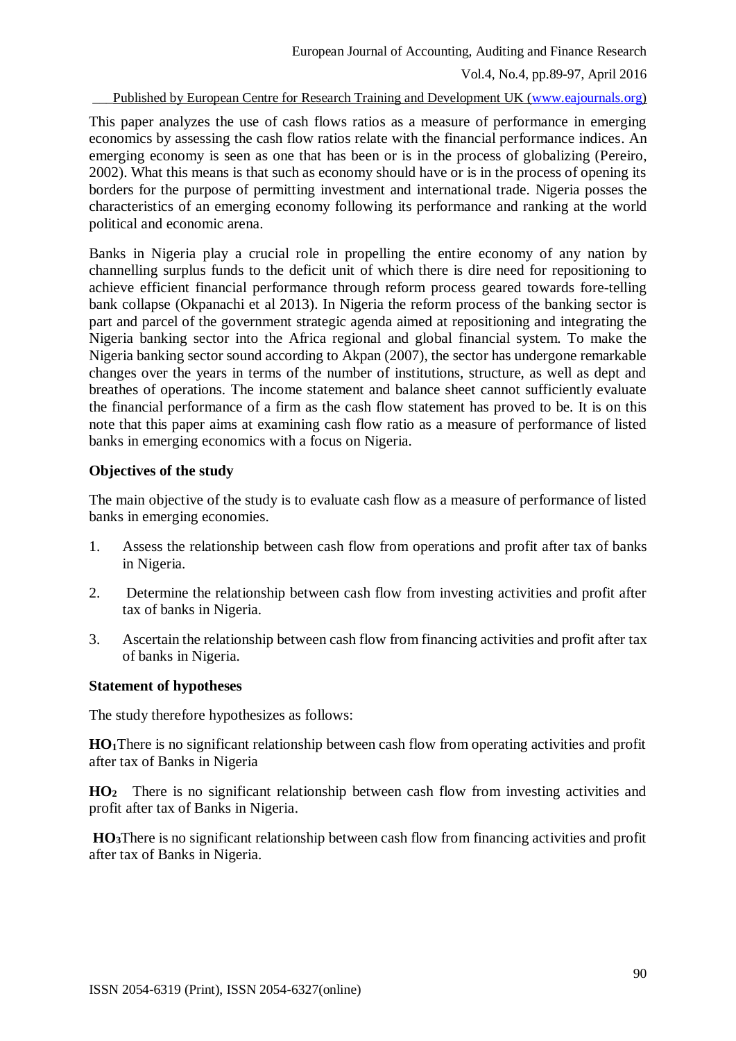This paper analyzes the use of cash flows ratios as a measure of performance in emerging economics by assessing the cash flow ratios relate with the financial performance indices. An emerging economy is seen as one that has been or is in the process of globalizing (Pereiro, 2002). What this means is that such as economy should have or is in the process of opening its borders for the purpose of permitting investment and international trade. Nigeria posses the characteristics of an emerging economy following its performance and ranking at the world political and economic arena.

Banks in Nigeria play a crucial role in propelling the entire economy of any nation by channelling surplus funds to the deficit unit of which there is dire need for repositioning to achieve efficient financial performance through reform process geared towards fore-telling bank collapse (Okpanachi et al 2013). In Nigeria the reform process of the banking sector is part and parcel of the government strategic agenda aimed at repositioning and integrating the Nigeria banking sector into the Africa regional and global financial system. To make the Nigeria banking sector sound according to Akpan (2007), the sector has undergone remarkable changes over the years in terms of the number of institutions, structure, as well as dept and breathes of operations. The income statement and balance sheet cannot sufficiently evaluate the financial performance of a firm as the cash flow statement has proved to be. It is on this note that this paper aims at examining cash flow ratio as a measure of performance of listed banks in emerging economics with a focus on Nigeria.

**Objectives of the study**

The main objective of the study is to evaluate cash flow as a measure of performance of listed banks in emerging economies.

1. Assess the relationship between cash flow from operations and profit after tax of banks in Nigeria.
2. Determine the relationship between cash flow from investing activities and profit after tax of banks in Nigeria.
3. Ascertain the relationship between cash flow from financing activities and profit after tax of banks in Nigeria.

**Statement of hypotheses**

The study therefore hypothesizes as follows:

**$HO_1$** There is no significant relationship between cash flow from operating activities and profit after tax of Banks in Nigeria

**$HO_2$** There is no significant relationship between cash flow from investing activities and profit after tax of Banks in Nigeria.

**$HO_3$** There is no significant relationship between cash flow from financing activities and profit after tax of Banks in Nigeria.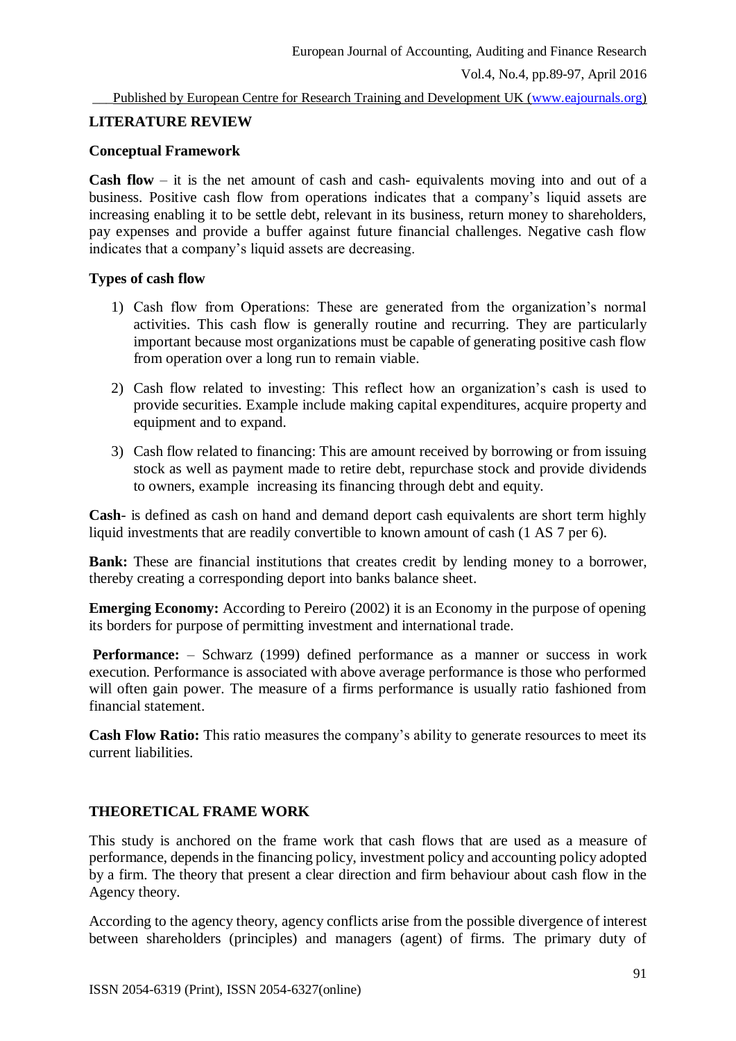## LITERATURE REVIEW

### Conceptual Framework

**Cash flow** – it is the net amount of cash and cash- equivalents moving into and out of a business. Positive cash flow from operations indicates that a company's liquid assets are increasing enabling it to be settle debt, relevant in its business, return money to shareholders, pay expenses and provide a buffer against future financial challenges. Negative cash flow indicates that a company's liquid assets are decreasing.

### Types of cash flow

1) Cash flow from Operations: These are generated from the organization's normal activities. This cash flow is generally routine and recurring. They are particularly important because most organizations must be capable of generating positive cash flow from operation over a long run to remain viable.

2) Cash flow related to investing: This reflect how an organization's cash is used to provide securities. Example include making capital expenditures, acquire property and equipment and to expand.

3) Cash flow related to financing: This are amount received by borrowing or from issuing stock as well as payment made to retire debt, repurchase stock and provide dividends to owners, example increasing its financing through debt and equity.

**Cash**- is defined as cash on hand and demand deport cash equivalents are short term highly liquid investments that are readily convertible to known amount of cash (1 AS 7 per 6).

**Bank:** These are financial institutions that creates credit by lending money to a borrower, thereby creating a corresponding deport into banks balance sheet.

**Emerging Economy:** According to Pereiro (2002) it is an Economy in the purpose of opening its borders for purpose of permitting investment and international trade.

**Performance:** – Schwarz (1999) defined performance as a manner or success in work execution. Performance is associated with above average performance is those who performed will often gain power. The measure of a firms performance is usually ratio fashioned from financial statement.

**Cash Flow Ratio:** This ratio measures the company's ability to generate resources to meet its current liabilities.

## THEORETICAL FRAME WORK

This study is anchored on the frame work that cash flows that are used as a measure of performance, depends in the financing policy, investment policy and accounting policy adopted by a firm. The theory that present a clear direction and firm behaviour about cash flow in the Agency theory.

According to the agency theory, agency conflicts arise from the possible divergence of interest between shareholders (principles) and managers (agent) of firms. The primary duty of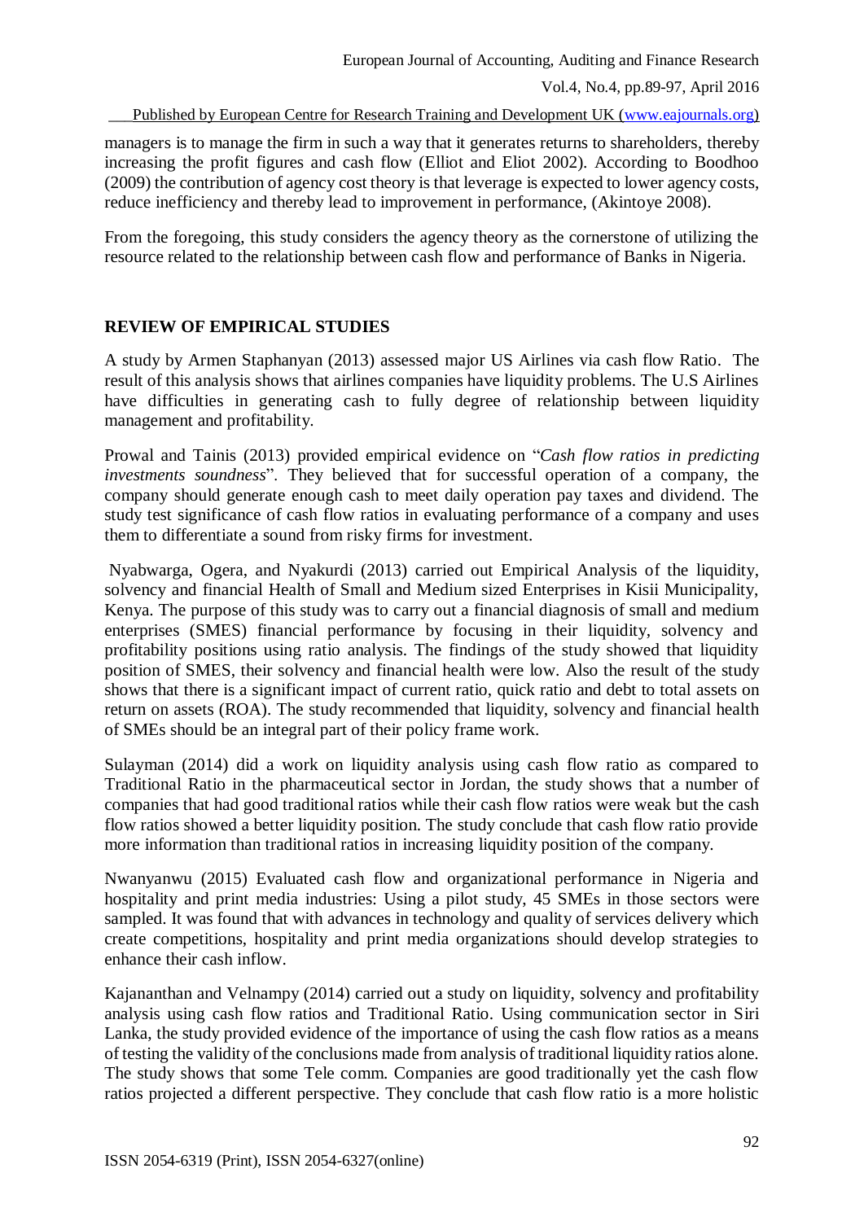managers is to manage the firm in such a way that it generates returns to shareholders, thereby increasing the profit figures and cash flow (Elliot and Eliot 2002). According to Boodhoo (2009) the contribution of agency cost theory is that leverage is expected to lower agency costs, reduce inefficiency and thereby lead to improvement in performance, (Akintoye 2008).

From the foregoing, this study considers the agency theory as the cornerstone of utilizing the resource related to the relationship between cash flow and performance of Banks in Nigeria.

## REVIEW OF EMPIRICAL STUDIES

A study by Armen Staphanyan (2013) assessed major US Airlines via cash flow Ratio. The result of this analysis shows that airlines companies have liquidity problems. The U.S Airlines have difficulties in generating cash to fully degree of relationship between liquidity management and profitability.

Prowal and Tainis (2013) provided empirical evidence on "*Cash flow ratios in predicting investments soundness*". They believed that for successful operation of a company, the company should generate enough cash to meet daily operation pay taxes and dividend. The study test significance of cash flow ratios in evaluating performance of a company and uses them to differentiate a sound from risky firms for investment.

Nyabwarga, Ogera, and Nyakurdi (2013) carried out Empirical Analysis of the liquidity, solvency and financial Health of Small and Medium sized Enterprises in Kisii Municipality, Kenya. The purpose of this study was to carry out a financial diagnosis of small and medium enterprises (SMES) financial performance by focusing in their liquidity, solvency and profitability positions using ratio analysis. The findings of the study showed that liquidity position of SMES, their solvency and financial health were low. Also the result of the study shows that there is a significant impact of current ratio, quick ratio and debt to total assets on return on assets (ROA). The study recommended that liquidity, solvency and financial health of SMEs should be an integral part of their policy frame work.

Sulayman (2014) did a work on liquidity analysis using cash flow ratio as compared to Traditional Ratio in the pharmaceutical sector in Jordan, the study shows that a number of companies that had good traditional ratios while their cash flow ratios were weak but the cash flow ratios showed a better liquidity position. The study conclude that cash flow ratio provide more information than traditional ratios in increasing liquidity position of the company.

Nwanyanwu (2015) Evaluated cash flow and organizational performance in Nigeria and hospitality and print media industries: Using a pilot study, 45 SMEs in those sectors were sampled. It was found that with advances in technology and quality of services delivery which create competitions, hospitality and print media organizations should develop strategies to enhance their cash inflow.

Kajananthan and Velnampy (2014) carried out a study on liquidity, solvency and profitability analysis using cash flow ratios and Traditional Ratio. Using communication sector in Siri Lanka, the study provided evidence of the importance of using the cash flow ratios as a means of testing the validity of the conclusions made from analysis of traditional liquidity ratios alone. The study shows that some Tele comm. Companies are good traditionally yet the cash flow ratios projected a different perspective. They conclude that cash flow ratio is a more holistic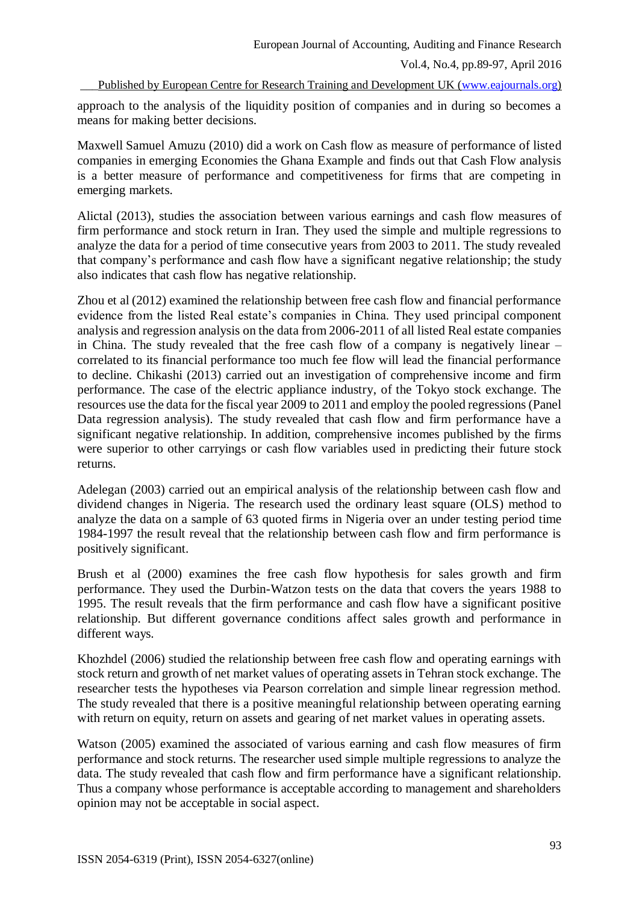approach to the analysis of the liquidity position of companies and in during so becomes a means for making better decisions.

Maxwell Samuel Amuzu (2010) did a work on Cash flow as measure of performance of listed companies in emerging Economies the Ghana Example and finds out that Cash Flow analysis is a better measure of performance and competitiveness for firms that are competing in emerging markets.

Alictal (2013), studies the association between various earnings and cash flow measures of firm performance and stock return in Iran. They used the simple and multiple regressions to analyze the data for a period of time consecutive years from 2003 to 2011. The study revealed that company's performance and cash flow have a significant negative relationship; the study also indicates that cash flow has negative relationship.

Zhou et al (2012) examined the relationship between free cash flow and financial performance evidence from the listed Real estate's companies in China. They used principal component analysis and regression analysis on the data from 2006-2011 of all listed Real estate companies in China. The study revealed that the free cash flow of a company is negatively linear – correlated to its financial performance too much fee flow will lead the financial performance to decline. Chikashi (2013) carried out an investigation of comprehensive income and firm performance. The case of the electric appliance industry, of the Tokyo stock exchange. The resources use the data for the fiscal year 2009 to 2011 and employ the pooled regressions (Panel Data regression analysis). The study revealed that cash flow and firm performance have a significant negative relationship. In addition, comprehensive incomes published by the firms were superior to other carryings or cash flow variables used in predicting their future stock returns.

Adelegan (2003) carried out an empirical analysis of the relationship between cash flow and dividend changes in Nigeria. The research used the ordinary least square (OLS) method to analyze the data on a sample of 63 quoted firms in Nigeria over an under testing period time 1984-1997 the result reveal that the relationship between cash flow and firm performance is positively significant.

Brush et al (2000) examines the free cash flow hypothesis for sales growth and firm performance. They used the Durbin-Watzon tests on the data that covers the years 1988 to 1995. The result reveals that the firm performance and cash flow have a significant positive relationship. But different governance conditions affect sales growth and performance in different ways.

Khozhdel (2006) studied the relationship between free cash flow and operating earnings with stock return and growth of net market values of operating assets in Tehran stock exchange. The researcher tests the hypotheses via Pearson correlation and simple linear regression method. The study revealed that there is a positive meaningful relationship between operating earning with return on equity, return on assets and gearing of net market values in operating assets.

Watson (2005) examined the associated of various earning and cash flow measures of firm performance and stock returns. The researcher used simple multiple regressions to analyze the data. The study revealed that cash flow and firm performance have a significant relationship. Thus a company whose performance is acceptable according to management and shareholders opinion may not be acceptable in social aspect.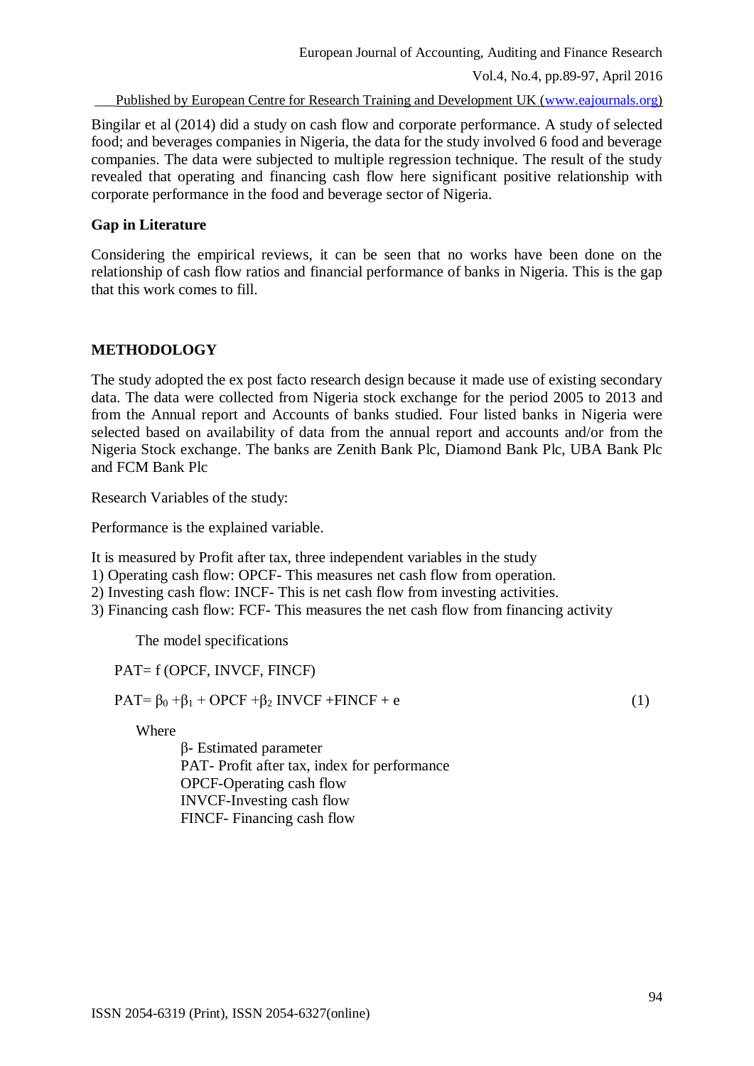Bingilar et al (2014) did a study on cash flow and corporate performance. A study of selected food; and beverages companies in Nigeria, the data for the study involved 6 food and beverage companies. The data were subjected to multiple regression technique. The result of the study revealed that operating and financing cash flow here significant positive relationship with corporate performance in the food and beverage sector of Nigeria.

### Gap in Literature

Considering the empirical reviews, it can be seen that no works have been done on the relationship of cash flow ratios and financial performance of banks in Nigeria. This is the gap that this work comes to fill.

## METHODOLOGY

The study adopted the ex post facto research design because it made use of existing secondary data. The data were collected from Nigeria stock exchange for the period 2005 to 2013 and from the Annual report and Accounts of banks studied. Four listed banks in Nigeria were selected based on availability of data from the annual report and accounts and/or from the Nigeria Stock exchange. The banks are Zenith Bank Plc, Diamond Bank Plc, UBA Bank Plc and FCM Bank Plc

Research Variables of the study:

Performance is the explained variable.

It is measured by Profit after tax, three independent variables in the study
1) Operating cash flow: OPCF- This measures net cash flow from operation.
2) Investing cash flow: INCF- This is net cash flow from investing activities.
3) Financing cash flow: FCF- This measures the net cash flow from financing activity

The model specifications

PAT= f (OPCF, INVCF, FINCF)

$$PAT= \beta_0 +\beta_1 + OPCF +\beta_2\ INVCF +FINCF + e \qquad (1)$$

Where

β- Estimated parameter
PAT- Profit after tax, index for performance
OPCF-Operating cash flow
INVCF-Investing cash flow
FINCF- Financing cash flow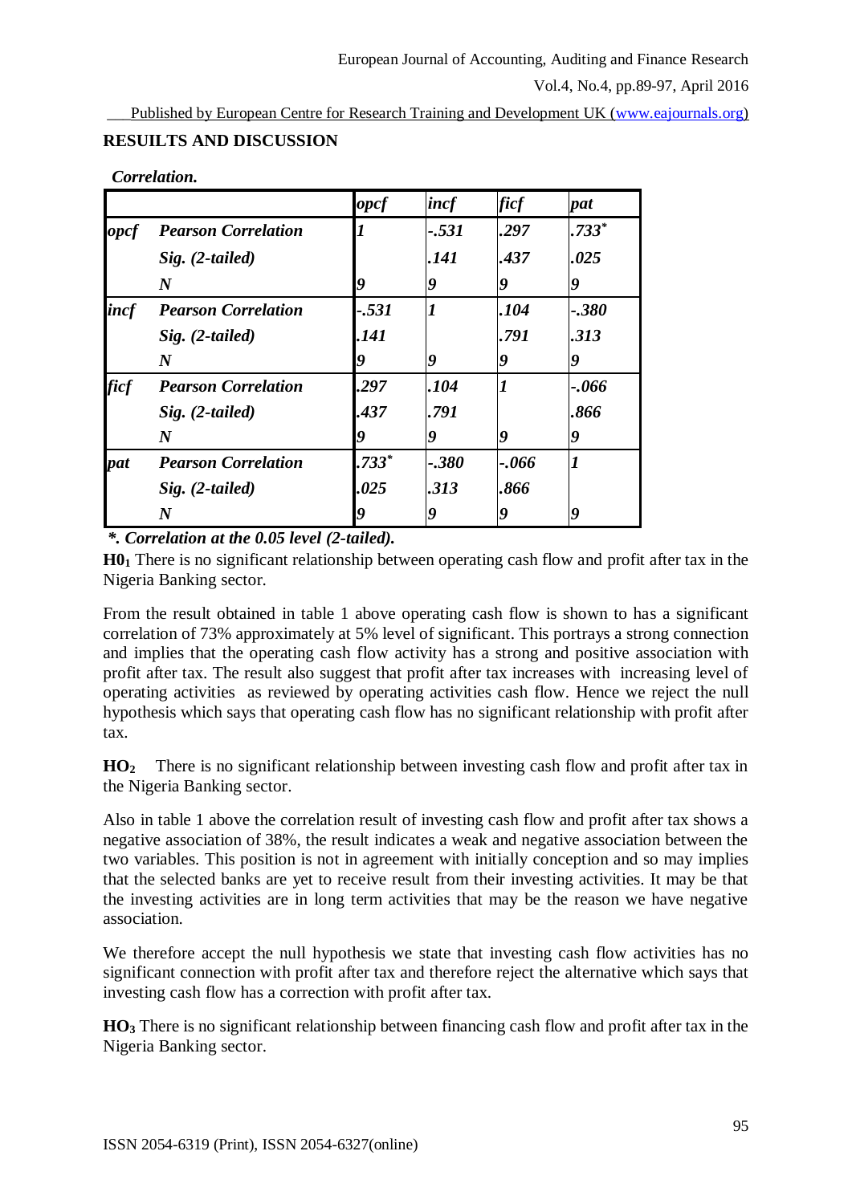**RESUILTS AND DISCUSSION**

***Correlation.***

| | | opcf | incf | ficf | pat |
|---|---|---|---|---|---|
| ***opcf*** | ***Pearson Correlation*** | *1* | *-.531* | *.297* | *.733[*]* |
| | ***Sig. (2-tailed)*** | | *.141* | *.437* | *.025* |
| | ***N*** | *9* | *9* | *9* | *9* |
| ***incf*** | ***Pearson Correlation*** | *-.531* | *1* | *.104* | *-.380* |
| | ***Sig. (2-tailed)*** | *.141* | | *.791* | *.313* |
| | ***N*** | *9* | *9* | *9* | *9* |
| ***ficf*** | ***Pearson Correlation*** | *.297* | *.104* | *1* | *-.066* |
| | ***Sig. (2-tailed)*** | *.437* | *.791* | | *.866* |
| | ***N*** | *9* | *9* | *9* | *9* |
| ***pat*** | ***Pearson Correlation*** | *.733[*]* | *-.380* | *-.066* | *1* |
| | ***Sig. (2-tailed)*** | *.025* | *.313* | *.866* | |
| | ***N*** | *9* | *9* | *9* | *9* |

***\*. Correlation at the 0.05 level (2-tailed).***

**$H0_1$** There is no significant relationship between operating cash flow and profit after tax in the Nigeria Banking sector.

From the result obtained in table 1 above operating cash flow is shown to has a significant correlation of 73% approximately at 5% level of significant. This portrays a strong connection and implies that the operating cash flow activity has a strong and positive association with profit after tax. The result also suggest that profit after tax increases with increasing level of operating activities as reviewed by operating activities cash flow. Hence we reject the null hypothesis which says that operating cash flow has no significant relationship with profit after tax.

**$HO_2$** There is no significant relationship between investing cash flow and profit after tax in the Nigeria Banking sector.

Also in table 1 above the correlation result of investing cash flow and profit after tax shows a negative association of 38%, the result indicates a weak and negative association between the two variables. This position is not in agreement with initially conception and so may implies that the selected banks are yet to receive result from their investing activities. It may be that the investing activities are in long term activities that may be the reason we have negative association.

We therefore accept the null hypothesis we state that investing cash flow activities has no significant connection with profit after tax and therefore reject the alternative which says that investing cash flow has a correction with profit after tax.

**$HO_3$** There is no significant relationship between financing cash flow and profit after tax in the Nigeria Banking sector.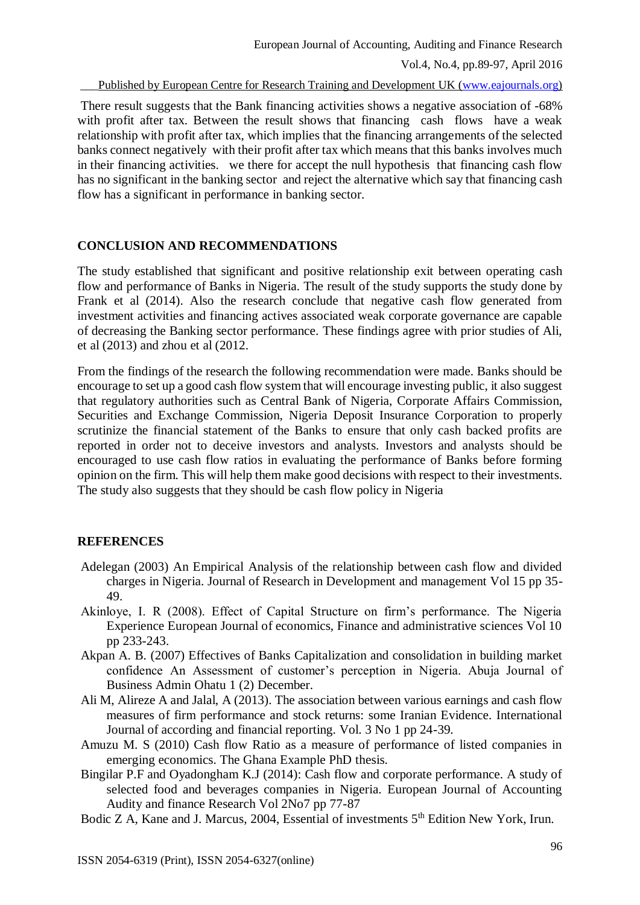There result suggests that the Bank financing activities shows a negative association of -68% with profit after tax. Between the result shows that financing cash flows have a weak relationship with profit after tax, which implies that the financing arrangements of the selected banks connect negatively with their profit after tax which means that this banks involves much in their financing activities. we there for accept the null hypothesis that financing cash flow has no significant in the banking sector and reject the alternative which say that financing cash flow has a significant in performance in banking sector.

## CONCLUSION AND RECOMMENDATIONS

The study established that significant and positive relationship exit between operating cash flow and performance of Banks in Nigeria. The result of the study supports the study done by Frank et al (2014). Also the research conclude that negative cash flow generated from investment activities and financing actives associated weak corporate governance are capable of decreasing the Banking sector performance. These findings agree with prior studies of Ali, et al (2013) and zhou et al (2012.

From the findings of the research the following recommendation were made. Banks should be encourage to set up a good cash flow system that will encourage investing public, it also suggest that regulatory authorities such as Central Bank of Nigeria, Corporate Affairs Commission, Securities and Exchange Commission, Nigeria Deposit Insurance Corporation to properly scrutinize the financial statement of the Banks to ensure that only cash backed profits are reported in order not to deceive investors and analysts. Investors and analysts should be encouraged to use cash flow ratios in evaluating the performance of Banks before forming opinion on the firm. This will help them make good decisions with respect to their investments. The study also suggests that they should be cash flow policy in Nigeria

## REFERENCES

Adelegan (2003) An Empirical Analysis of the relationship between cash flow and divided charges in Nigeria. Journal of Research in Development and management Vol 15 pp 35-49.

Akinloye, I. R (2008). Effect of Capital Structure on firm's performance. The Nigeria Experience European Journal of economics, Finance and administrative sciences Vol 10 pp 233-243.

Akpan A. B. (2007) Effectives of Banks Capitalization and consolidation in building market confidence An Assessment of customer's perception in Nigeria. Abuja Journal of Business Admin Ohatu 1 (2) December.

Ali M, Alireze A and Jalal, A (2013). The association between various earnings and cash flow measures of firm performance and stock returns: some Iranian Evidence. International Journal of according and financial reporting. Vol. 3 No 1 pp 24-39.

Amuzu M. S (2010) Cash flow Ratio as a measure of performance of listed companies in emerging economics. The Ghana Example PhD thesis.

Bingilar P.F and Oyadongham K.J (2014): Cash flow and corporate performance. A study of selected food and beverages companies in Nigeria. European Journal of Accounting Audity and finance Research Vol 2No7 pp 77-87

Bodic Z A, Kane and J. Marcus, 2004, Essential of investments 5th Edition New York, Irun.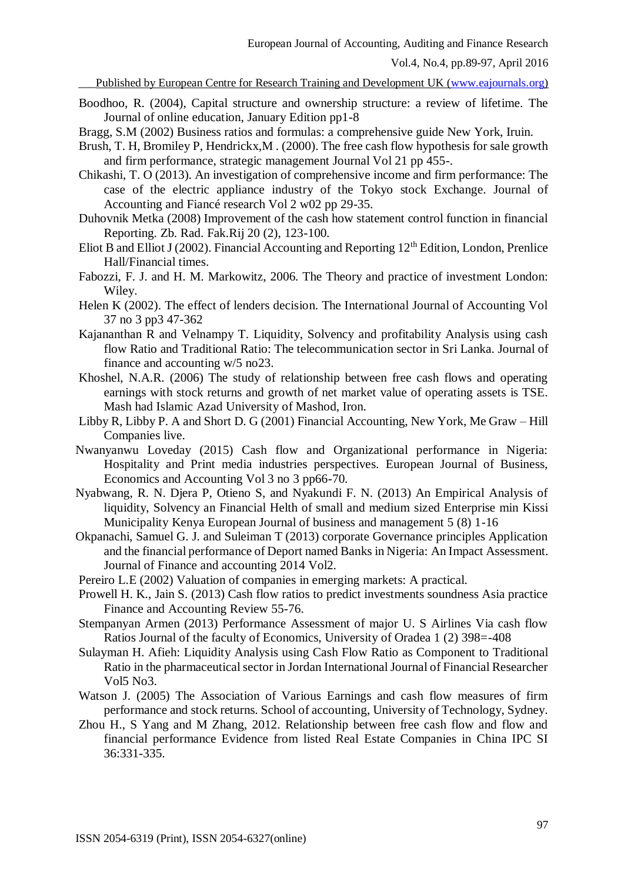Boodhoo, R. (2004), Capital structure and ownership structure: a review of lifetime. The Journal of online education, January Edition pp1-8

Bragg, S.M (2002) Business ratios and formulas: a comprehensive guide New York, Iruin.

Brush, T. H, Bromiley P, Hendrickx,M . (2000). The free cash flow hypothesis for sale growth and firm performance, strategic management Journal Vol 21 pp 455-.

Chikashi, T. O (2013). An investigation of comprehensive income and firm performance: The case of the electric appliance industry of the Tokyo stock Exchange. Journal of Accounting and Fiancé research Vol 2 w02 pp 29-35.

Duhovnik Metka (2008) Improvement of the cash how statement control function in financial Reporting. Zb. Rad. Fak.Rij 20 (2), 123-100.

Eliot B and Elliot J (2002). Financial Accounting and Reporting 12th Edition, London, Prenlice Hall/Financial times.

Fabozzi, F. J. and H. M. Markowitz, 2006. The Theory and practice of investment London: Wiley.

Helen K (2002). The effect of lenders decision. The International Journal of Accounting Vol 37 no 3 pp3 47-362

Kajananthan R and Velnampy T. Liquidity, Solvency and profitability Analysis using cash flow Ratio and Traditional Ratio: The telecommunication sector in Sri Lanka. Journal of finance and accounting w/5 no23.

Khoshel, N.A.R. (2006) The study of relationship between free cash flows and operating earnings with stock returns and growth of net market value of operating assets is TSE. Mash had Islamic Azad University of Mashod, Iron.

Libby R, Libby P. A and Short D. G (2001) Financial Accounting, New York, Me Graw – Hill Companies live.

Nwanyanwu Loveday (2015) Cash flow and Organizational performance in Nigeria: Hospitality and Print media industries perspectives. European Journal of Business, Economics and Accounting Vol 3 no 3 pp66-70.

Nyabwang, R. N. Djera P, Otieno S, and Nyakundi F. N. (2013) An Empirical Analysis of liquidity, Solvency an Financial Helth of small and medium sized Enterprise min Kissi Municipality Kenya European Journal of business and management 5 (8) 1-16

Okpanachi, Samuel G. J. and Suleiman T (2013) corporate Governance principles Application and the financial performance of Deport named Banks in Nigeria: An Impact Assessment. Journal of Finance and accounting 2014 Vol2.

Pereiro L.E (2002) Valuation of companies in emerging markets: A practical.

Prowell H. K., Jain S. (2013) Cash flow ratios to predict investments soundness Asia practice Finance and Accounting Review 55-76.

Stempanyan Armen (2013) Performance Assessment of major U. S Airlines Via cash flow Ratios Journal of the faculty of Economics, University of Oradea 1 (2) 398=-408

Sulayman H. Afieh: Liquidity Analysis using Cash Flow Ratio as Component to Traditional Ratio in the pharmaceutical sector in Jordan International Journal of Financial Researcher Vol5 No3.

Watson J. (2005) The Association of Various Earnings and cash flow measures of firm performance and stock returns. School of accounting, University of Technology, Sydney.

Zhou H., S Yang and M Zhang, 2012. Relationship between free cash flow and flow and financial performance Evidence from listed Real Estate Companies in China IPC SI 36:331-335.